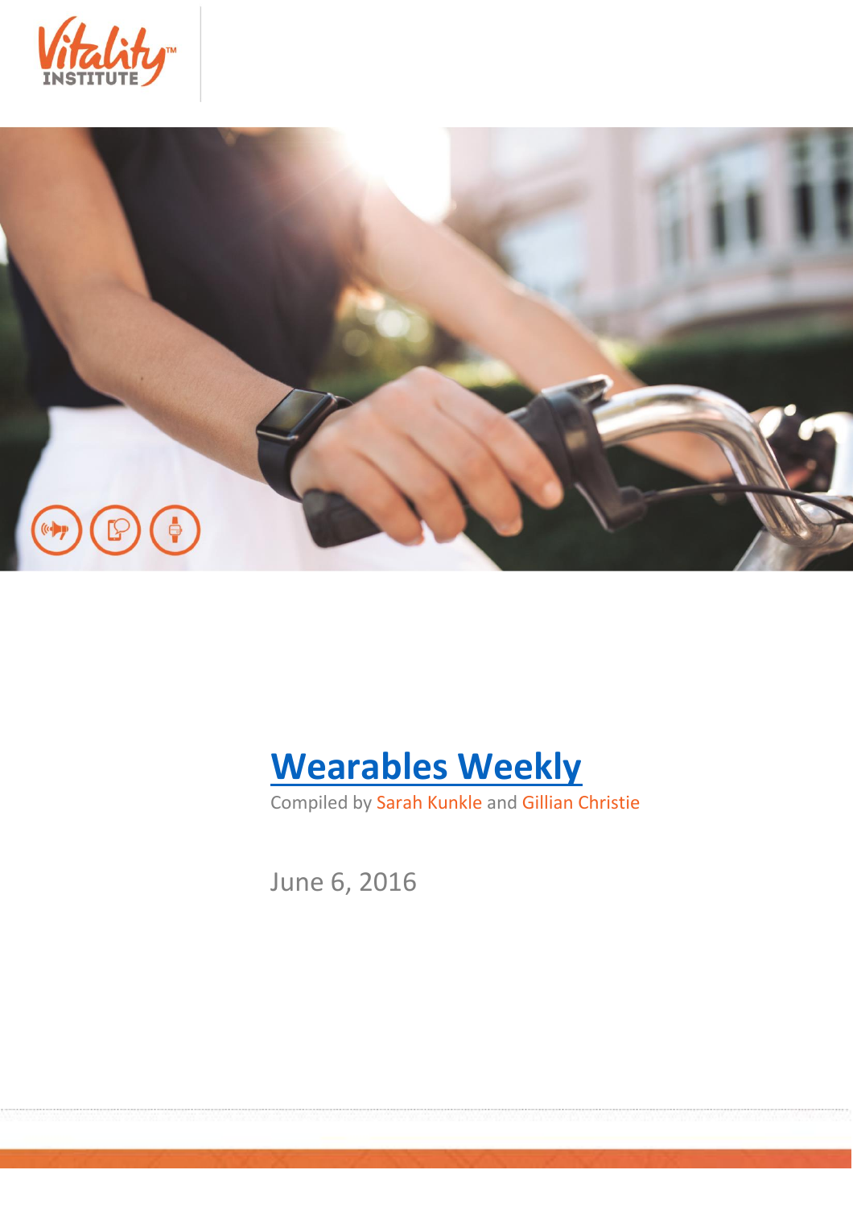Vitality INSTITUTE

# Wearables Weekly

Compiled by Sarah Kunkle and Gillian Christie

June 6, 2016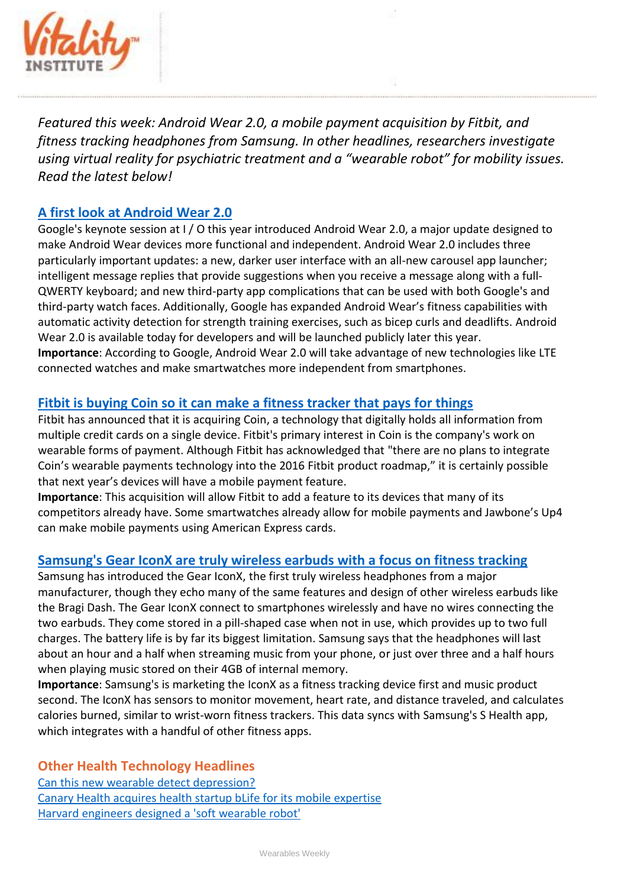*Featured this week: Android Wear 2.0, a mobile payment acquisition by Fitbit, and fitness tracking headphones from Samsung. In other headlines, researchers investigate using virtual reality for psychiatric treatment and a "wearable robot" for mobility issues. Read the latest below!*

## A first look at Android Wear 2.0

Google's keynote session at I / O this year introduced Android Wear 2.0, a major update designed to make Android Wear devices more functional and independent. Android Wear 2.0 includes three particularly important updates: a new, darker user interface with an all-new carousel app launcher; intelligent message replies that provide suggestions when you receive a message along with a full-QWERTY keyboard; and new third-party app complications that can be used with both Google's and third-party watch faces. Additionally, Google has expanded Android Wear's fitness capabilities with automatic activity detection for strength training exercises, such as bicep curls and deadlifts. Android Wear 2.0 is available today for developers and will be launched publicly later this year.

**Importance**: According to Google, Android Wear 2.0 will take advantage of new technologies like LTE connected watches and make smartwatches more independent from smartphones.

## Fitbit is buying Coin so it can make a fitness tracker that pays for things

Fitbit has announced that it is acquiring Coin, a technology that digitally holds all information from multiple credit cards on a single device. Fitbit's primary interest in Coin is the company's work on wearable forms of payment. Although Fitbit has acknowledged that "there are no plans to integrate Coin's wearable payments technology into the 2016 Fitbit product roadmap," it is certainly possible that next year's devices will have a mobile payment feature.

**Importance**: This acquisition will allow Fitbit to add a feature to its devices that many of its competitors already have. Some smartwatches already allow for mobile payments and Jawbone's Up4 can make mobile payments using American Express cards.

## Samsung's Gear IconX are truly wireless earbuds with a focus on fitness tracking

Samsung has introduced the Gear IconX, the first truly wireless headphones from a major manufacturer, though they echo many of the same features and design of other wireless earbuds like the Bragi Dash. The Gear IconX connect to smartphones wirelessly and have no wires connecting the two earbuds. They come stored in a pill-shaped case when not in use, which provides up to two full charges. The battery life is by far its biggest limitation. Samsung says that the headphones will last about an hour and a half when streaming music from your phone, or just over three and a half hours when playing music stored on their 4GB of internal memory.

**Importance**: Samsung's is marketing the IconX as a fitness tracking device first and music product second. The IconX has sensors to monitor movement, heart rate, and distance traveled, and calculates calories burned, similar to wrist-worn fitness trackers. This data syncs with Samsung's S Health app, which integrates with a handful of other fitness apps.

## Other Health Technology Headlines

Can this new wearable detect depression?

Canary Health acquires health startup bLife for its mobile expertise

Harvard engineers designed a 'soft wearable robot'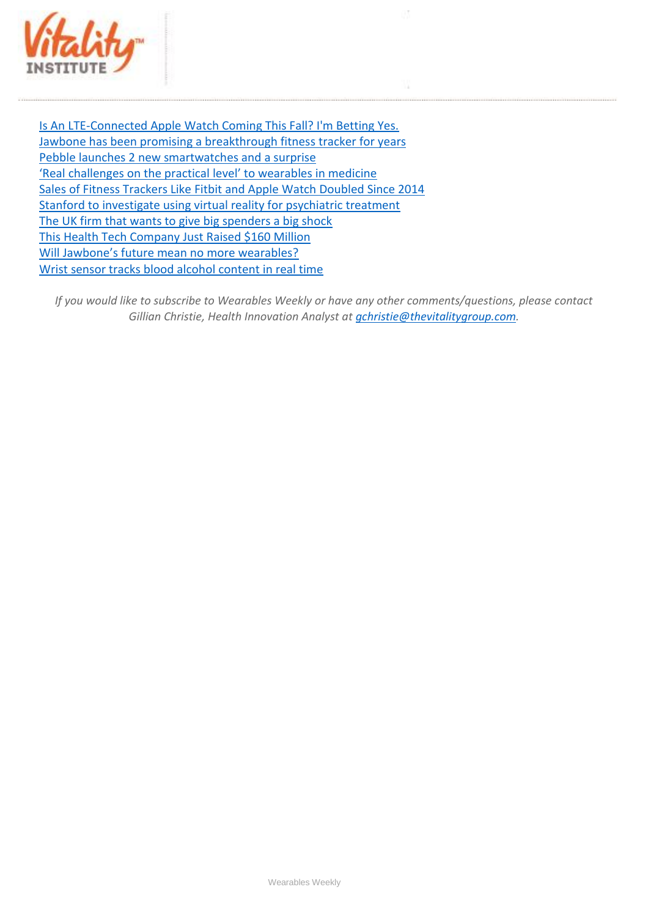Is An LTE-Connected Apple Watch Coming This Fall? I'm Betting Yes.
Jawbone has been promising a breakthrough fitness tracker for years
Pebble launches 2 new smartwatches and a surprise
'Real challenges on the practical level' to wearables in medicine
Sales of Fitness Trackers Like Fitbit and Apple Watch Doubled Since 2014
Stanford to investigate using virtual reality for psychiatric treatment
The UK firm that wants to give big spenders a big shock
This Health Tech Company Just Raised $160 Million
Will Jawbone's future mean no more wearables?
Wrist sensor tracks blood alcohol content in real time

*If you would like to subscribe to Wearables Weekly or have any other comments/questions, please contact Gillian Christie, Health Innovation Analyst at gchristie@thevitalitygroup.com.*